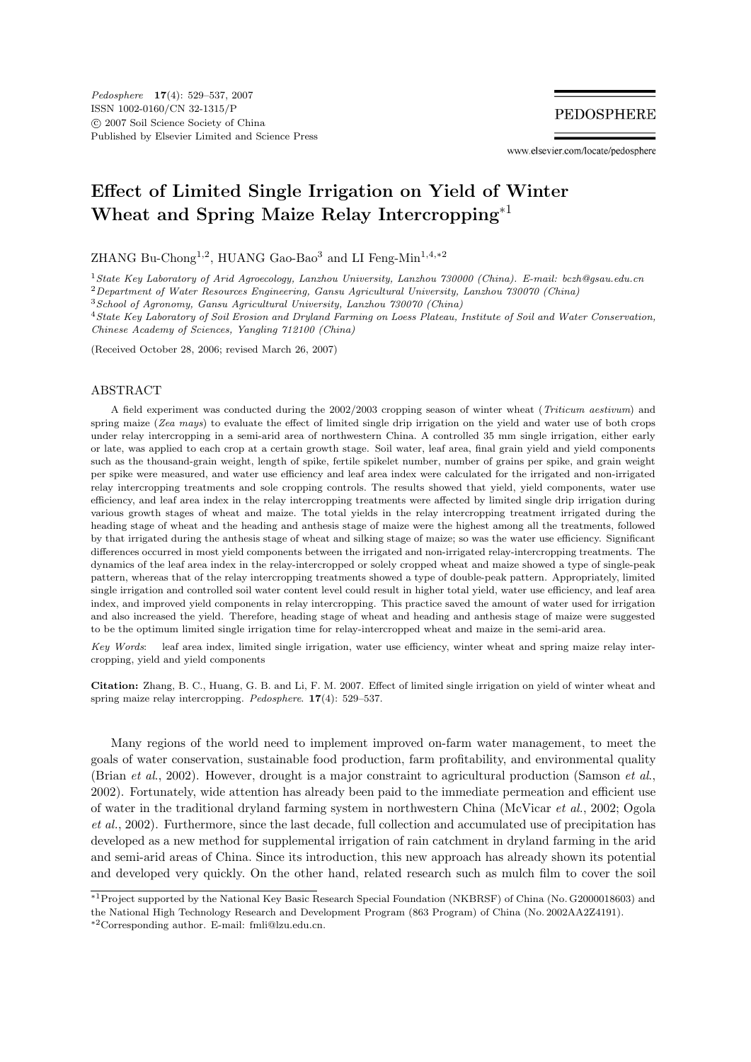# Effect of Limited Single Irrigation on Yield of Winter Wheat and Spring Maize Relay Intercropping[*1]

ZHANG Bu-Chong[1,2], HUANG Gao-Bao[3] and LI Feng-Min[1,4,*2]

[1]*State Key Laboratory of Arid Agroecology, Lanzhou University, Lanzhou 730000 (China). E-mail: bczh@gsau.edu.cn*
[2]*Department of Water Resources Engineering, Gansu Agricultural University, Lanzhou 730070 (China)*
[3]*School of Agronomy, Gansu Agricultural University, Lanzhou 730070 (China)*
[4]*State Key Laboratory of Soil Erosion and Dryland Farming on Loess Plateau, Institute of Soil and Water Conservation, Chinese Academy of Sciences, Yangling 712100 (China)*

(Received October 28, 2006; revised March 26, 2007)

## ABSTRACT

A field experiment was conducted during the 2002/2003 cropping season of winter wheat (*Triticum aestivum*) and spring maize (*Zea mays*) to evaluate the effect of limited single drip irrigation on the yield and water use of both crops under relay intercropping in a semi-arid area of northwestern China. A controlled 35 mm single irrigation, either early or late, was applied to each crop at a certain growth stage. Soil water, leaf area, final grain yield and yield components such as the thousand-grain weight, length of spike, fertile spikelet number, number of grains per spike, and grain weight per spike were measured, and water use efficiency and leaf area index were calculated for the irrigated and non-irrigated relay intercropping treatments and sole cropping controls. The results showed that yield, yield components, water use efficiency, and leaf area index in the relay intercropping treatments were affected by limited single drip irrigation during various growth stages of wheat and maize. The total yields in the relay intercropping treatment irrigated during the heading stage of wheat and the heading and anthesis stage of maize were the highest among all the treatments, followed by that irrigated during the anthesis stage of wheat and silking stage of maize; so was the water use efficiency. Significant differences occurred in most yield components between the irrigated and non-irrigated relay-intercropping treatments. The dynamics of the leaf area index in the relay-intercropped or solely cropped wheat and maize showed a type of single-peak pattern, whereas that of the relay intercropping treatments showed a type of double-peak pattern. Appropriately, limited single irrigation and controlled soil water content level could result in higher total yield, water use efficiency, and leaf area index, and improved yield components in relay intercropping. This practice saved the amount of water used for irrigation and also increased the yield. Therefore, heading stage of wheat and heading and anthesis stage of maize were suggested to be the optimum limited single irrigation time for relay-intercropped wheat and maize in the semi-arid area.

*Key Words*: leaf area index, limited single irrigation, water use efficiency, winter wheat and spring maize relay intercropping, yield and yield components

**Citation:** Zhang, B. C., Huang, G. B. and Li, F. M. 2007. Effect of limited single irrigation on yield of winter wheat and spring maize relay intercropping. *Pedosphere*. **17**(4): 529–537.

Many regions of the world need to implement improved on-farm water management, to meet the goals of water conservation, sustainable food production, farm profitability, and environmental quality (Brian *et al.*, 2002). However, drought is a major constraint to agricultural production (Samson *et al.*, 2002). Fortunately, wide attention has already been paid to the immediate permeation and efficient use of water in the traditional dryland farming system in northwestern China (McVicar *et al.*, 2002; Ogola *et al.*, 2002). Furthermore, since the last decade, full collection and accumulated use of precipitation has developed as a new method for supplemental irrigation of rain catchment in dryland farming in the arid and semi-arid areas of China. Since its introduction, this new approach has already shown its potential and developed very quickly. On the other hand, related research such as mulch film to cover the soil

[*1]Project supported by the National Key Basic Research Special Foundation (NKBRSF) of China (No. G2000018603) and the National High Technology Research and Development Program (863 Program) of China (No. 2002AA2Z4191).
[*2]Corresponding author. E-mail: fmli@lzu.edu.cn.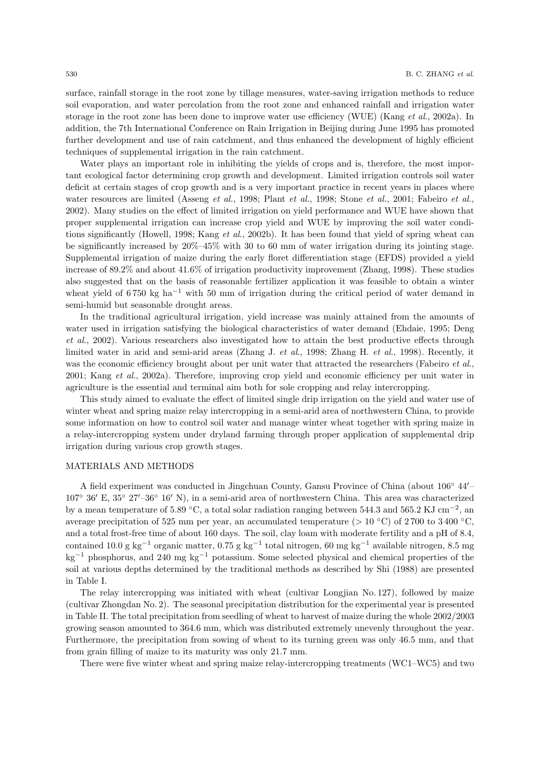surface, rainfall storage in the root zone by tillage measures, water-saving irrigation methods to reduce soil evaporation, and water percolation from the root zone and enhanced rainfall and irrigation water storage in the root zone has been done to improve water use efficiency (WUE) (Kang *et al.*, 2002a). In addition, the 7th International Conference on Rain Irrigation in Beijing during June 1995 has promoted further development and use of rain catchment, and thus enhanced the development of highly efficient techniques of supplemental irrigation in the rain catchment.

Water plays an important role in inhibiting the yields of crops and is, therefore, the most important ecological factor determining crop growth and development. Limited irrigation controls soil water deficit at certain stages of crop growth and is a very important practice in recent years in places where water resources are limited (Asseng *et al.*, 1998; Plant *et al.*, 1998; Stone *et al.*, 2001; Fabeiro *et al.*, 2002). Many studies on the effect of limited irrigation on yield performance and WUE have shown that proper supplemental irrigation can increase crop yield and WUE by improving the soil water conditions significantly (Howell, 1998; Kang *et al.*, 2002b). It has been found that yield of spring wheat can be significantly increased by 20%–45% with 30 to 60 mm of water irrigation during its jointing stage. Supplemental irrigation of maize during the early floret differentiation stage (EFDS) provided a yield increase of 89.2% and about 41.6% of irrigation productivity improvement (Zhang, 1998). These studies also suggested that on the basis of reasonable fertilizer application it was feasible to obtain a winter wheat yield of 6 750 kg ha$^{-1}$ with 50 mm of irrigation during the critical period of water demand in semi-humid but seasonable drought areas.

In the traditional agricultural irrigation, yield increase was mainly attained from the amounts of water used in irrigation satisfying the biological characteristics of water demand (Ehdaie, 1995; Deng *et al.*, 2002). Various researchers also investigated how to attain the best productive effects through limited water in arid and semi-arid areas (Zhang J. *et al.*, 1998; Zhang H. *et al.*, 1998). Recently, it was the economic efficiency brought about per unit water that attracted the researchers (Fabeiro *et al.*, 2001; Kang *et al.*, 2002a). Therefore, improving crop yield and economic efficiency per unit water in agriculture is the essential and terminal aim both for sole cropping and relay intercropping.

This study aimed to evaluate the effect of limited single drip irrigation on the yield and water use of winter wheat and spring maize relay intercropping in a semi-arid area of northwestern China, to provide some information on how to control soil water and manage winter wheat together with spring maize in a relay-intercropping system under dryland farming through proper application of supplemental drip irrigation during various crop growth stages.

## MATERIALS AND METHODS

A field experiment was conducted in Jingchuan County, Gansu Province of China (about 106° 44′–107° 36′ E, 35° 27′–36° 16′ N), in a semi-arid area of northwestern China. This area was characterized by a mean temperature of 5.89 °C, a total solar radiation ranging between 544.3 and 565.2 KJ cm$^{-2}$, an average precipitation of 525 mm per year, an accumulated temperature (> 10 °C) of 2 700 to 3 400 °C, and a total frost-free time of about 160 days. The soil, clay loam with moderate fertility and a pH of 8.4, contained 10.0 g kg$^{-1}$ organic matter, 0.75 g kg$^{-1}$ total nitrogen, 60 mg kg$^{-1}$ available nitrogen, 8.5 mg kg$^{-1}$ phosphorus, and 240 mg kg$^{-1}$ potassium. Some selected physical and chemical properties of the soil at various depths determined by the traditional methods as described by Shi (1988) are presented in Table I.

The relay intercropping was initiated with wheat (cultivar Longjian No. 127), followed by maize (cultivar Zhongdan No. 2). The seasonal precipitation distribution for the experimental year is presented in Table II. The total precipitation from seedling of wheat to harvest of maize during the whole 2002/2003 growing season amounted to 364.6 mm, which was distributed extremely unevenly throughout the year. Furthermore, the precipitation from sowing of wheat to its turning green was only 46.5 mm, and that from grain filling of maize to its maturity was only 21.7 mm.

There were five winter wheat and spring maize relay-intercropping treatments (WC1–WC5) and two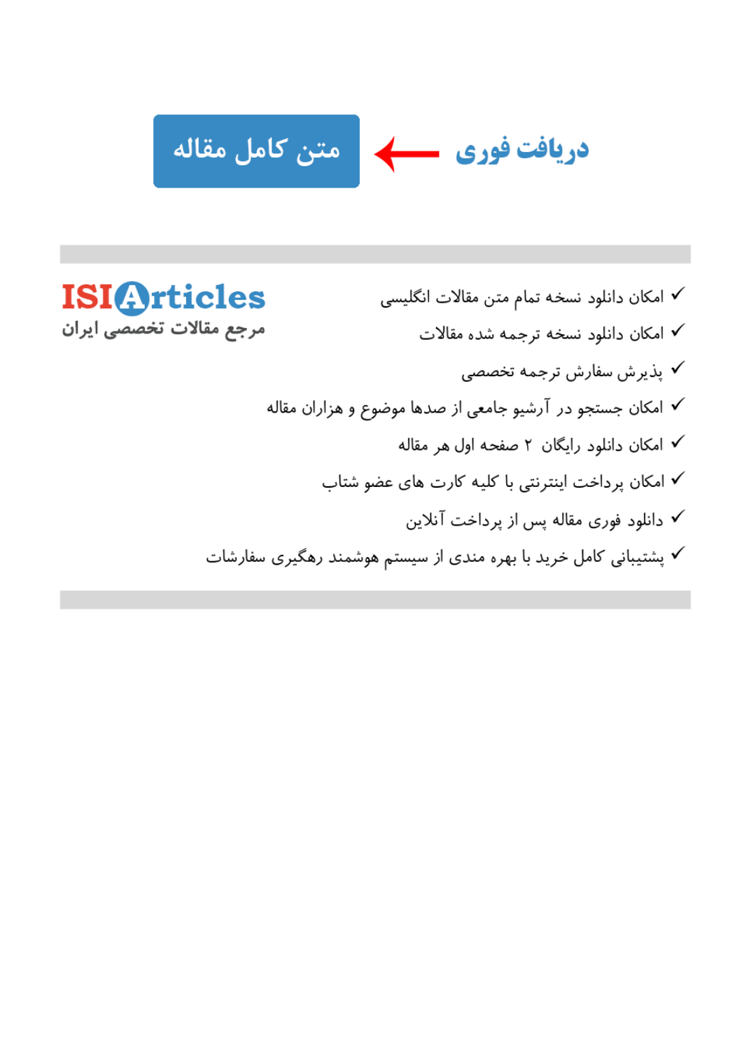**دریافت فوری** ← **متن کامل مقاله**

**ISIArticles**
مرجع مقالات تخصصی ایران

- ✓ امکان دانلود نسخه تمام متن مقالات انگلیسی
- ✓ امکان دانلود نسخه ترجمه شده مقالات
- ✓ پذیرش سفارش ترجمه تخصصی
- ✓ امکان جستجو در آرشیو جامعی از صدها موضوع و هزاران مقاله
- ✓ امکان دانلود رایگان ۲ صفحه اول هر مقاله
- ✓ امکان پرداخت اینترنتی با کلیه کارت های عضو شتاب
- ✓ دانلود فوری مقاله پس از پرداخت آنلاین
- ✓ پشتیبانی کامل خرید با بهره مندی از سیستم هوشمند رهگیری سفارشات